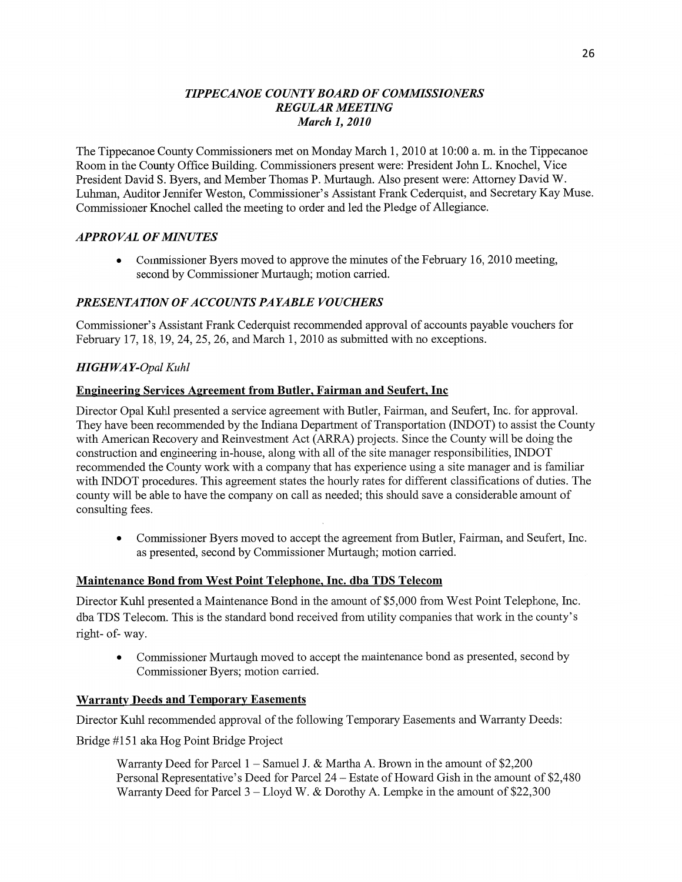# *TIPPECANOE COUNTY BOARD OF COMMISSIONERS*
## *REGULAR MEETING*
### *March 1, 2010*

The Tippecanoe County Commissioners met on Monday March 1, 2010 at 10:00 a. m. in the Tippecanoe Room in the County Office Building. Commissioners present were: President John L. Knochel, Vice President David S. Byers, and Member Thomas P. Murtaugh. Also present were: Attorney David W. Luhman, Auditor Jennifer Weston, Commissioner's Assistant Frank Cederquist, and Secretary Kay Muse. Commissioner Knochel called the meeting to order and led the Pledge of Allegiance.

## *APPROVAL OF MINUTES*

- Commissioner Byers moved to approve the minutes of the February 16, 2010 meeting, second by Commissioner Murtaugh; motion carried.

## *PRESENTATION OF ACCOUNTS PAYABLE VOUCHERS*

Commissioner's Assistant Frank Cederquist recommended approval of accounts payable vouchers for February 17, 18, 19, 24, 25, 26, and March 1, 2010 as submitted with no exceptions.

## *HIGHWAY-Opal Kuhl*

### Engineering Services Agreement from Butler, Fairman and Seufert, Inc

Director Opal Kuhl presented a service agreement with Butler, Fairman, and Seufert, Inc. for approval. They have been recommended by the Indiana Department of Transportation (INDOT) to assist the County with American Recovery and Reinvestment Act (ARRA) projects. Since the County will be doing the construction and engineering in-house, along with all of the site manager responsibilities, INDOT recommended the County work with a company that has experience using a site manager and is familiar with INDOT procedures. This agreement states the hourly rates for different classifications of duties. The county will be able to have the company on call as needed; this should save a considerable amount of consulting fees.

- Commissioner Byers moved to accept the agreement from Butler, Fairman, and Seufert, Inc. as presented, second by Commissioner Murtaugh; motion carried.

### Maintenance Bond from West Point Telephone, Inc. dba TDS Telecom

Director Kuhl presented a Maintenance Bond in the amount of $5,000 from West Point Telephone, Inc. dba TDS Telecom. This is the standard bond received from utility companies that work in the county's right- of- way.

- Commissioner Murtaugh moved to accept the maintenance bond as presented, second by Commissioner Byers; motion carried.

### Warranty Deeds and Temporary Easements

Director Kuhl recommended approval of the following Temporary Easements and Warranty Deeds:

Bridge #151 aka Hog Point Bridge Project

Warranty Deed for Parcel 1 – Samuel J. & Martha A. Brown in the amount of $2,200
Personal Representative's Deed for Parcel 24 – Estate of Howard Gish in the amount of $2,480
Warranty Deed for Parcel 3 – Lloyd W. & Dorothy A. Lempke in the amount of $22,300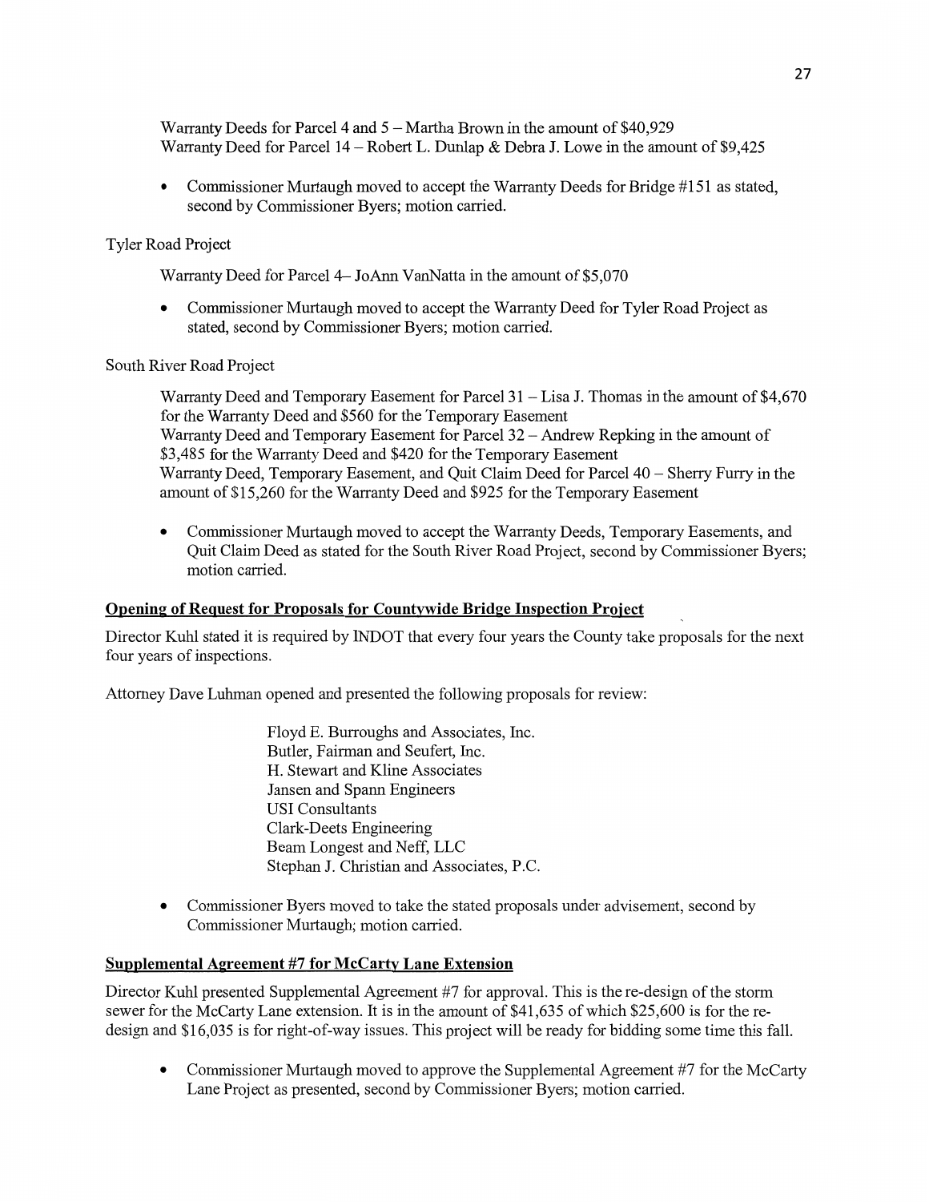Warranty Deeds for Parcel 4 and 5 – Martha Brown in the amount of $40,929
Warranty Deed for Parcel 14 – Robert L. Dunlap & Debra J. Lowe in the amount of $9,425

- Commissioner Murtaugh moved to accept the Warranty Deeds for Bridge #151 as stated, second by Commissioner Byers; motion carried.

Tyler Road Project

Warranty Deed for Parcel 4– JoAnn VanNatta in the amount of $5,070

- Commissioner Murtaugh moved to accept the Warranty Deed for Tyler Road Project as stated, second by Commissioner Byers; motion carried.

South River Road Project

Warranty Deed and Temporary Easement for Parcel 31 – Lisa J. Thomas in the amount of $4,670 for the Warranty Deed and $560 for the Temporary Easement
Warranty Deed and Temporary Easement for Parcel 32 – Andrew Repking in the amount of $3,485 for the Warranty Deed and $420 for the Temporary Easement
Warranty Deed, Temporary Easement, and Quit Claim Deed for Parcel 40 – Sherry Furry in the amount of $15,260 for the Warranty Deed and $925 for the Temporary Easement

- Commissioner Murtaugh moved to accept the Warranty Deeds, Temporary Easements, and Quit Claim Deed as stated for the South River Road Project, second by Commissioner Byers; motion carried.

**Opening of Request for Proposals for Countywide Bridge Inspection Project**

Director Kuhl stated it is required by INDOT that every four years the County take proposals for the next four years of inspections.

Attorney Dave Luhman opened and presented the following proposals for review:

Floyd E. Burroughs and Associates, Inc.
Butler, Fairman and Seufert, Inc.
H. Stewart and Kline Associates
Jansen and Spann Engineers
USI Consultants
Clark-Deets Engineering
Beam Longest and Neff, LLC
Stephan J. Christian and Associates, P.C.

- Commissioner Byers moved to take the stated proposals under advisement, second by Commissioner Murtaugh; motion carried.

**Supplemental Agreement #7 for McCarty Lane Extension**

Director Kuhl presented Supplemental Agreement #7 for approval. This is the re-design of the storm sewer for the McCarty Lane extension. It is in the amount of $41,635 of which $25,600 is for the re-design and $16,035 is for right-of-way issues. This project will be ready for bidding some time this fall.

- Commissioner Murtaugh moved to approve the Supplemental Agreement #7 for the McCarty Lane Project as presented, second by Commissioner Byers; motion carried.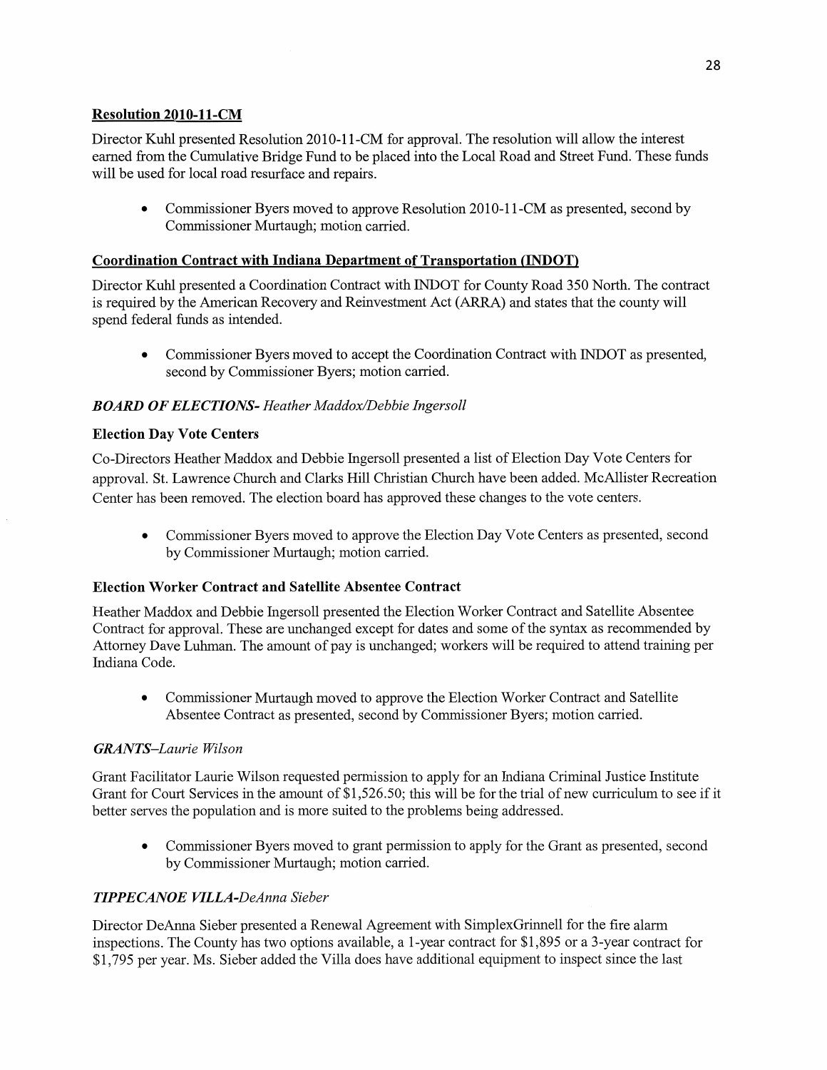**Resolution 2010-11-CM**

Director Kuhl presented Resolution 2010-11-CM for approval. The resolution will allow the interest earned from the Cumulative Bridge Fund to be placed into the Local Road and Street Fund. These funds will be used for local road resurface and repairs.

- Commissioner Byers moved to approve Resolution 2010-11-CM as presented, second by Commissioner Murtaugh; motion carried.

**Coordination Contract with Indiana Department of Transportation (INDOT)**

Director Kuhl presented a Coordination Contract with INDOT for County Road 350 North. The contract is required by the American Recovery and Reinvestment Act (ARRA) and states that the county will spend federal funds as intended.

- Commissioner Byers moved to accept the Coordination Contract with INDOT as presented, second by Commissioner Byers; motion carried.

***BOARD OF ELECTIONS- Heather Maddox/Debbie Ingersoll***

**Election Day Vote Centers**

Co-Directors Heather Maddox and Debbie Ingersoll presented a list of Election Day Vote Centers for approval. St. Lawrence Church and Clarks Hill Christian Church have been added. McAllister Recreation Center has been removed. The election board has approved these changes to the vote centers.

- Commissioner Byers moved to approve the Election Day Vote Centers as presented, second by Commissioner Murtaugh; motion carried.

**Election Worker Contract and Satellite Absentee Contract**

Heather Maddox and Debbie Ingersoll presented the Election Worker Contract and Satellite Absentee Contract for approval. These are unchanged except for dates and some of the syntax as recommended by Attorney Dave Luhman. The amount of pay is unchanged; workers will be required to attend training per Indiana Code.

- Commissioner Murtaugh moved to approve the Election Worker Contract and Satellite Absentee Contract as presented, second by Commissioner Byers; motion carried.

***GRANTS–Laurie Wilson***

Grant Facilitator Laurie Wilson requested permission to apply for an Indiana Criminal Justice Institute Grant for Court Services in the amount of $1,526.50; this will be for the trial of new curriculum to see if it better serves the population and is more suited to the problems being addressed.

- Commissioner Byers moved to grant permission to apply for the Grant as presented, second by Commissioner Murtaugh; motion carried.

***TIPPECANOE VILLA-DeAnna Sieber***

Director DeAnna Sieber presented a Renewal Agreement with SimplexGrinnell for the fire alarm inspections. The County has two options available, a 1-year contract for $1,895 or a 3-year contract for $1,795 per year. Ms. Sieber added the Villa does have additional equipment to inspect since the last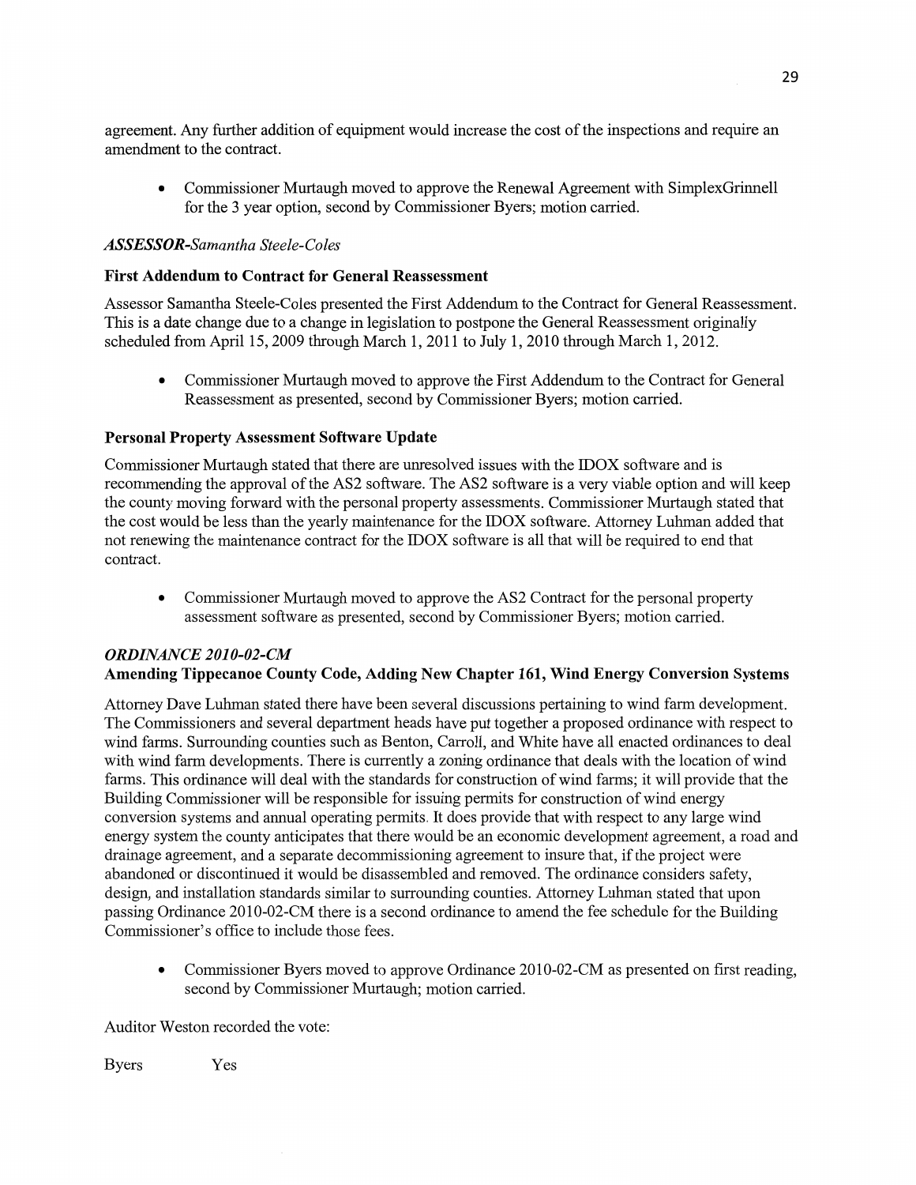agreement. Any further addition of equipment would increase the cost of the inspections and require an amendment to the contract.

- Commissioner Murtaugh moved to approve the Renewal Agreement with SimplexGrinnell for the 3 year option, second by Commissioner Byers; motion carried.

### *ASSESSOR-Samantha Steele-Coles*

#### First Addendum to Contract for General Reassessment

Assessor Samantha Steele-Coles presented the First Addendum to the Contract for General Reassessment. This is a date change due to a change in legislation to postpone the General Reassessment originally scheduled from April 15, 2009 through March 1, 2011 to July 1, 2010 through March 1, 2012.

- Commissioner Murtaugh moved to approve the First Addendum to the Contract for General Reassessment as presented, second by Commissioner Byers; motion carried.

#### Personal Property Assessment Software Update

Commissioner Murtaugh stated that there are unresolved issues with the IDOX software and is recommending the approval of the AS2 software. The AS2 software is a very viable option and will keep the county moving forward with the personal property assessments. Commissioner Murtaugh stated that the cost would be less than the yearly maintenance for the IDOX software. Attorney Luhman added that not renewing the maintenance contract for the IDOX software is all that will be required to end that contract.

- Commissioner Murtaugh moved to approve the AS2 Contract for the personal property assessment software as presented, second by Commissioner Byers; motion carried.

### *ORDINANCE 2010-02-CM*

#### Amending Tippecanoe County Code, Adding New Chapter 161, Wind Energy Conversion Systems

Attorney Dave Luhman stated there have been several discussions pertaining to wind farm development. The Commissioners and several department heads have put together a proposed ordinance with respect to wind farms. Surrounding counties such as Benton, Carroll, and White have all enacted ordinances to deal with wind farm developments. There is currently a zoning ordinance that deals with the location of wind farms. This ordinance will deal with the standards for construction of wind farms; it will provide that the Building Commissioner will be responsible for issuing permits for construction of wind energy conversion systems and annual operating permits. It does provide that with respect to any large wind energy system the county anticipates that there would be an economic development agreement, a road and drainage agreement, and a separate decommissioning agreement to insure that, if the project were abandoned or discontinued it would be disassembled and removed. The ordinance considers safety, design, and installation standards similar to surrounding counties. Attorney Luhman stated that upon passing Ordinance 2010-02-CM there is a second ordinance to amend the fee schedule for the Building Commissioner's office to include those fees.

- Commissioner Byers moved to approve Ordinance 2010-02-CM as presented on first reading, second by Commissioner Murtaugh; motion carried.

Auditor Weston recorded the vote:

Byers Yes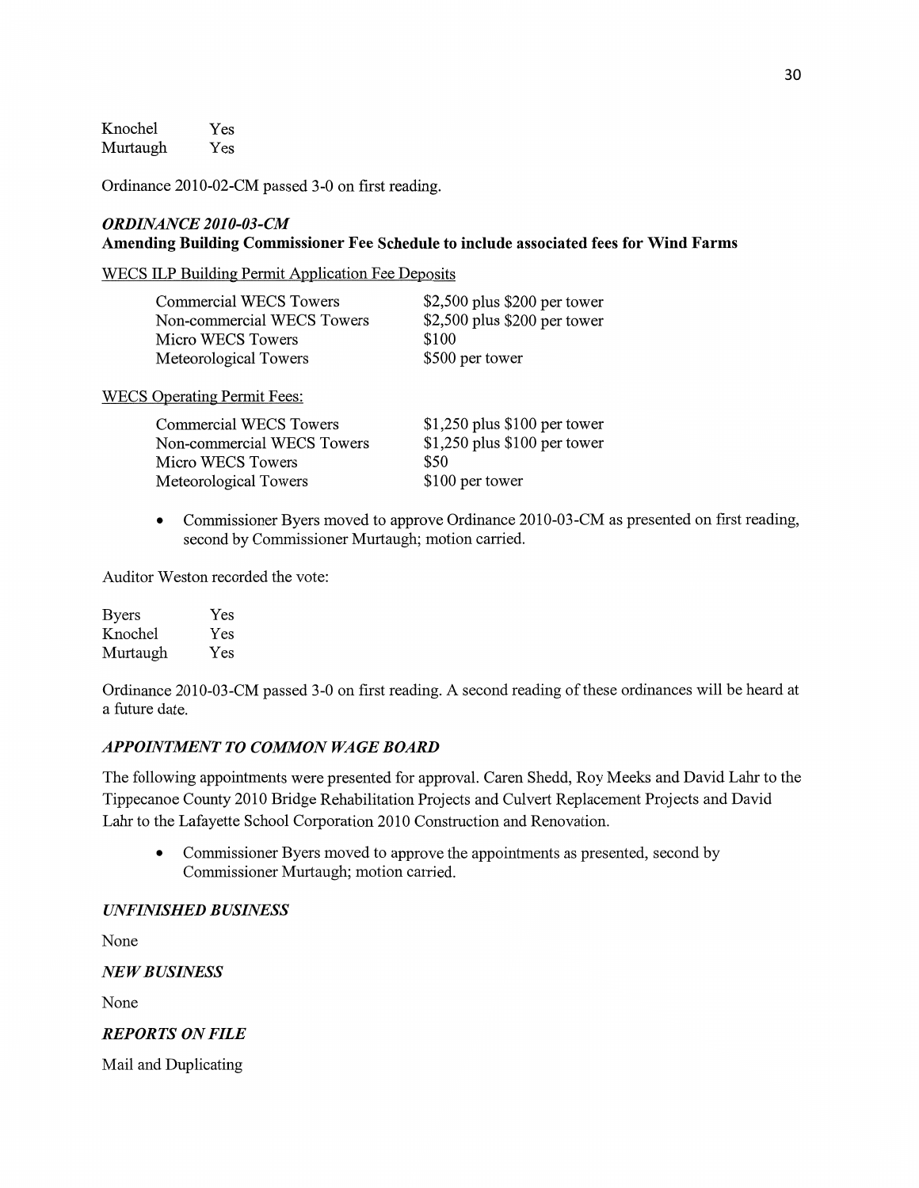| | |
|---|---|
| Knochel | Yes |
| Murtaugh | Yes |

Ordinance 2010-02-CM passed 3-0 on first reading.

### *ORDINANCE 2010-03-CM*
**Amending Building Commissioner Fee Schedule to include associated fees for Wind Farms**

WECS ILP Building Permit Application Fee Deposits

| | |
|---|---|
| Commercial WECS Towers | $2,500 plus $200 per tower |
| Non-commercial WECS Towers | $2,500 plus $200 per tower |
| Micro WECS Towers | $100 |
| Meteorological Towers | $500 per tower |

WECS Operating Permit Fees:

| | |
|---|---|
| Commercial WECS Towers | $1,250 plus $100 per tower |
| Non-commercial WECS Towers | $1,250 plus $100 per tower |
| Micro WECS Towers | $50 |
| Meteorological Towers | $100 per tower |

- Commissioner Byers moved to approve Ordinance 2010-03-CM as presented on first reading, second by Commissioner Murtaugh; motion carried.

Auditor Weston recorded the vote:

| | |
|---|---|
| Byers | Yes |
| Knochel | Yes |
| Murtaugh | Yes |

Ordinance 2010-03-CM passed 3-0 on first reading. A second reading of these ordinances will be heard at a future date.

### *APPOINTMENT TO COMMON WAGE BOARD*

The following appointments were presented for approval. Caren Shedd, Roy Meeks and David Lahr to the Tippecanoe County 2010 Bridge Rehabilitation Projects and Culvert Replacement Projects and David Lahr to the Lafayette School Corporation 2010 Construction and Renovation.

- Commissioner Byers moved to approve the appointments as presented, second by Commissioner Murtaugh; motion carried.

### *UNFINISHED BUSINESS*

None

### *NEW BUSINESS*

None

### *REPORTS ON FILE*

Mail and Duplicating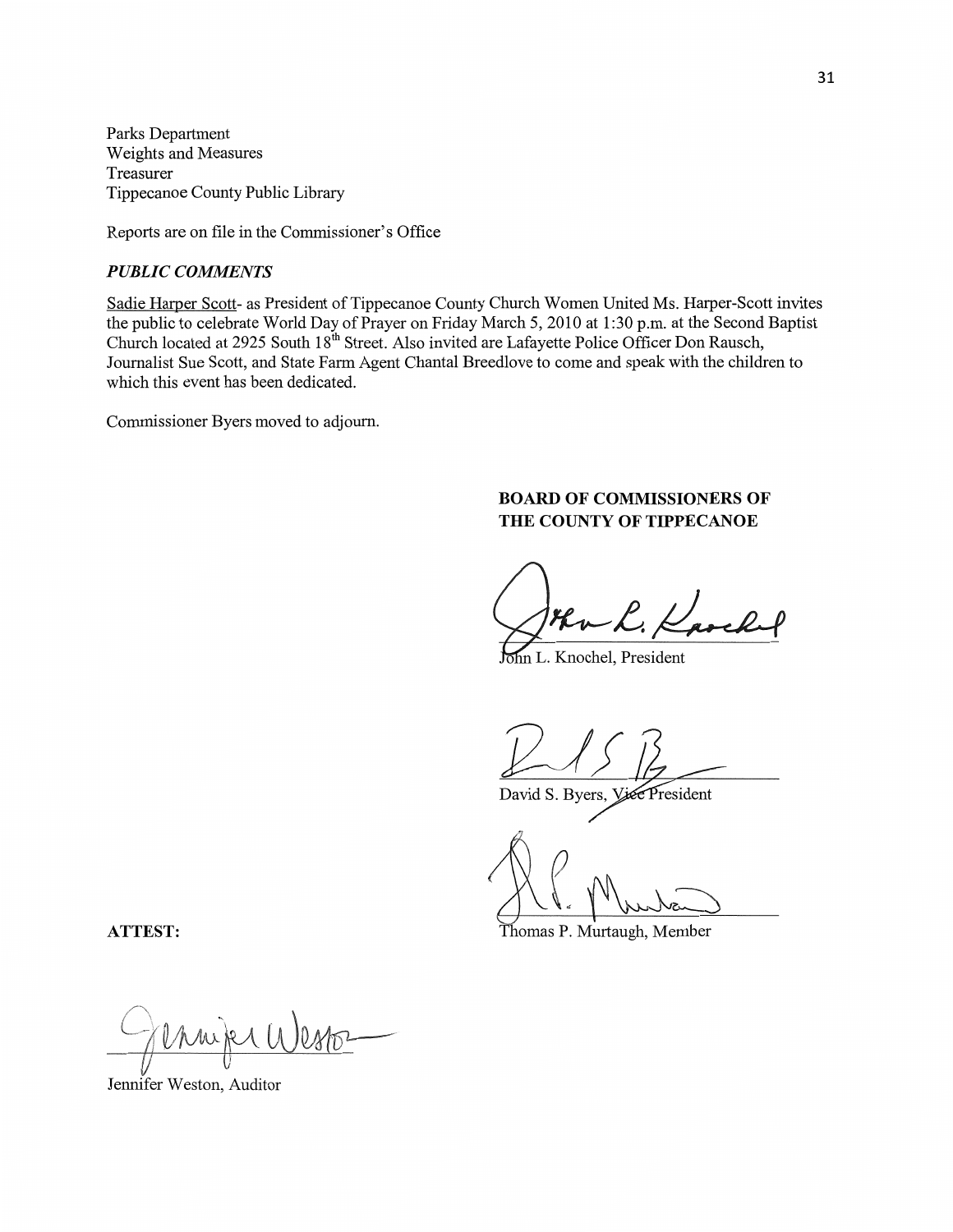Parks Department
Weights and Measures
Treasurer
Tippecanoe County Public Library

Reports are on file in the Commissioner's Office

***PUBLIC COMMENTS***

Sadie Harper Scott- as President of Tippecanoe County Church Women United Ms. Harper-Scott invites the public to celebrate World Day of Prayer on Friday March 5, 2010 at 1:30 p.m. at the Second Baptist Church located at 2925 South 18th Street. Also invited are Lafayette Police Officer Don Rausch, Journalist Sue Scott, and State Farm Agent Chantal Breedlove to come and speak with the children to which this event has been dedicated.

Commissioner Byers moved to adjourn.

**BOARD OF COMMISSIONERS OF THE COUNTY OF TIPPECANOE**

John L. Knochel, President

David S. Byers, Vice President

Thomas P. Murtaugh, Member

**ATTEST:**

Jennifer Weston, Auditor